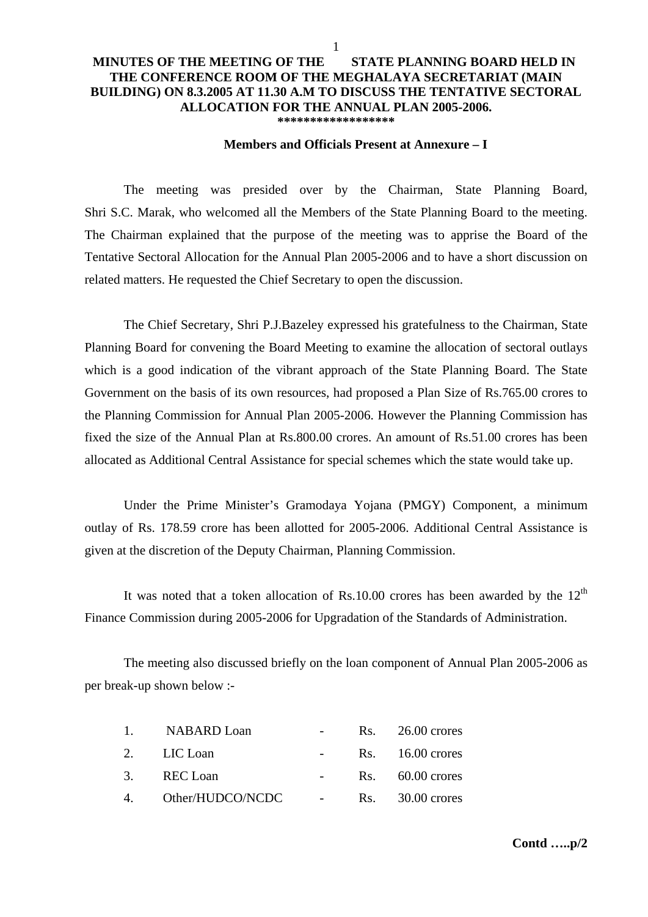# MINUTES OF THE MEETING OF THE STATE PLANNING BOARD HELD IN THE CONFERENCE ROOM OF THE MEGHALAYA SECRETARIAT (MAIN BUILDING) ON 8.3.2005 AT 11.30 A.M TO DISCUSS THE TENTATIVE SECTORAL ALLOCATION FOR THE ANNUAL PLAN 2005-2006.

\*\*\*\*\*\*\*\*\*\*\*\*\*\*\*\*\*\*

**Members and Officials Present at Annexure – I**

The meeting was presided over by the Chairman, State Planning Board, Shri S.C. Marak, who welcomed all the Members of the State Planning Board to the meeting. The Chairman explained that the purpose of the meeting was to apprise the Board of the Tentative Sectoral Allocation for the Annual Plan 2005-2006 and to have a short discussion on related matters. He requested the Chief Secretary to open the discussion.

The Chief Secretary, Shri P.J.Bazeley expressed his gratefulness to the Chairman, State Planning Board for convening the Board Meeting to examine the allocation of sectoral outlays which is a good indication of the vibrant approach of the State Planning Board. The State Government on the basis of its own resources, had proposed a Plan Size of Rs.765.00 crores to the Planning Commission for Annual Plan 2005-2006. However the Planning Commission has fixed the size of the Annual Plan at Rs.800.00 crores. An amount of Rs.51.00 crores has been allocated as Additional Central Assistance for special schemes which the state would take up.

Under the Prime Minister's Gramodaya Yojana (PMGY) Component, a minimum outlay of Rs. 178.59 crore has been allotted for 2005-2006. Additional Central Assistance is given at the discretion of the Deputy Chairman, Planning Commission.

It was noted that a token allocation of Rs.10.00 crores has been awarded by the 12th Finance Commission during 2005-2006 for Upgradation of the Standards of Administration.

The meeting also discussed briefly on the loan component of Annual Plan 2005-2006 as per break-up shown below :-

| | | | | |
|---|---|---|---|---|
| 1. | NABARD Loan | - | Rs. | 26.00 crores |
| 2. | LIC Loan | - | Rs. | 16.00 crores |
| 3. | REC Loan | - | Rs. | 60.00 crores |
| 4. | Other/HUDCO/NCDC | - | Rs. | 30.00 crores |

**Contd …..p/2**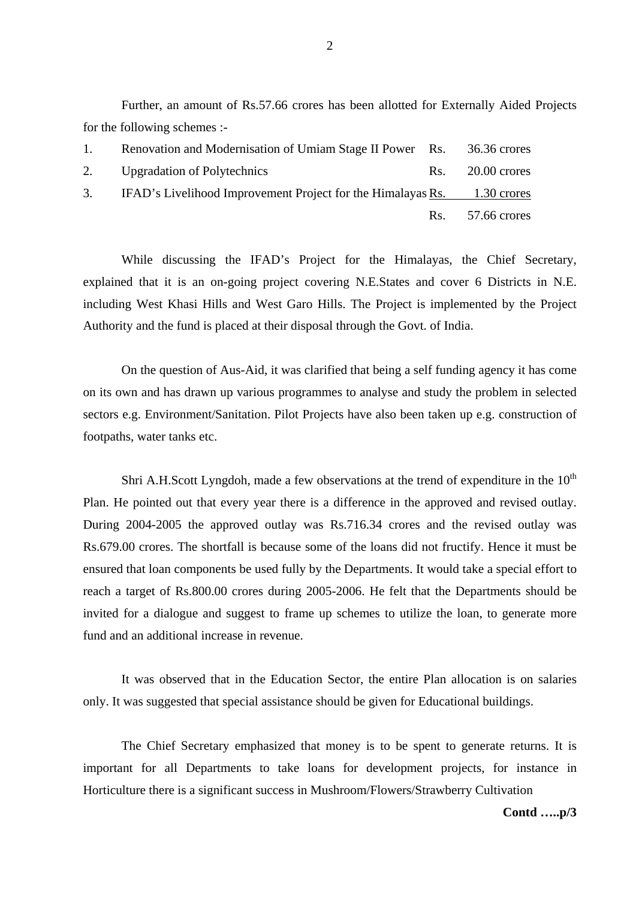Further, an amount of Rs.57.66 crores has been allotted for Externally Aided Projects for the following schemes :-

| | | | |
|---|---|---|---|
| 1. | Renovation and Modernisation of Umiam Stage II Power | Rs. | 36.36 crores |
| 2. | Upgradation of Polytechnics | Rs. | 20.00 crores |
| 3. | IFAD's Livelihood Improvement Project for the Himalayas | Rs. | 1.30 crores |
| | | Rs. | 57.66 crores |

While discussing the IFAD's Project for the Himalayas, the Chief Secretary, explained that it is an on-going project covering N.E.States and cover 6 Districts in N.E. including West Khasi Hills and West Garo Hills. The Project is implemented by the Project Authority and the fund is placed at their disposal through the Govt. of India.

On the question of Aus-Aid, it was clarified that being a self funding agency it has come on its own and has drawn up various programmes to analyse and study the problem in selected sectors e.g. Environment/Sanitation. Pilot Projects have also been taken up e.g. construction of footpaths, water tanks etc.

Shri A.H.Scott Lyngdoh, made a few observations at the trend of expenditure in the 10th Plan. He pointed out that every year there is a difference in the approved and revised outlay. During 2004-2005 the approved outlay was Rs.716.34 crores and the revised outlay was Rs.679.00 crores. The shortfall is because some of the loans did not fructify. Hence it must be ensured that loan components be used fully by the Departments. It would take a special effort to reach a target of Rs.800.00 crores during 2005-2006. He felt that the Departments should be invited for a dialogue and suggest to frame up schemes to utilize the loan, to generate more fund and an additional increase in revenue.

It was observed that in the Education Sector, the entire Plan allocation is on salaries only. It was suggested that special assistance should be given for Educational buildings.

The Chief Secretary emphasized that money is to be spent to generate returns. It is important for all Departments to take loans for development projects, for instance in Horticulture there is a significant success in Mushroom/Flowers/Strawberry Cultivation

**Contd …..p/3**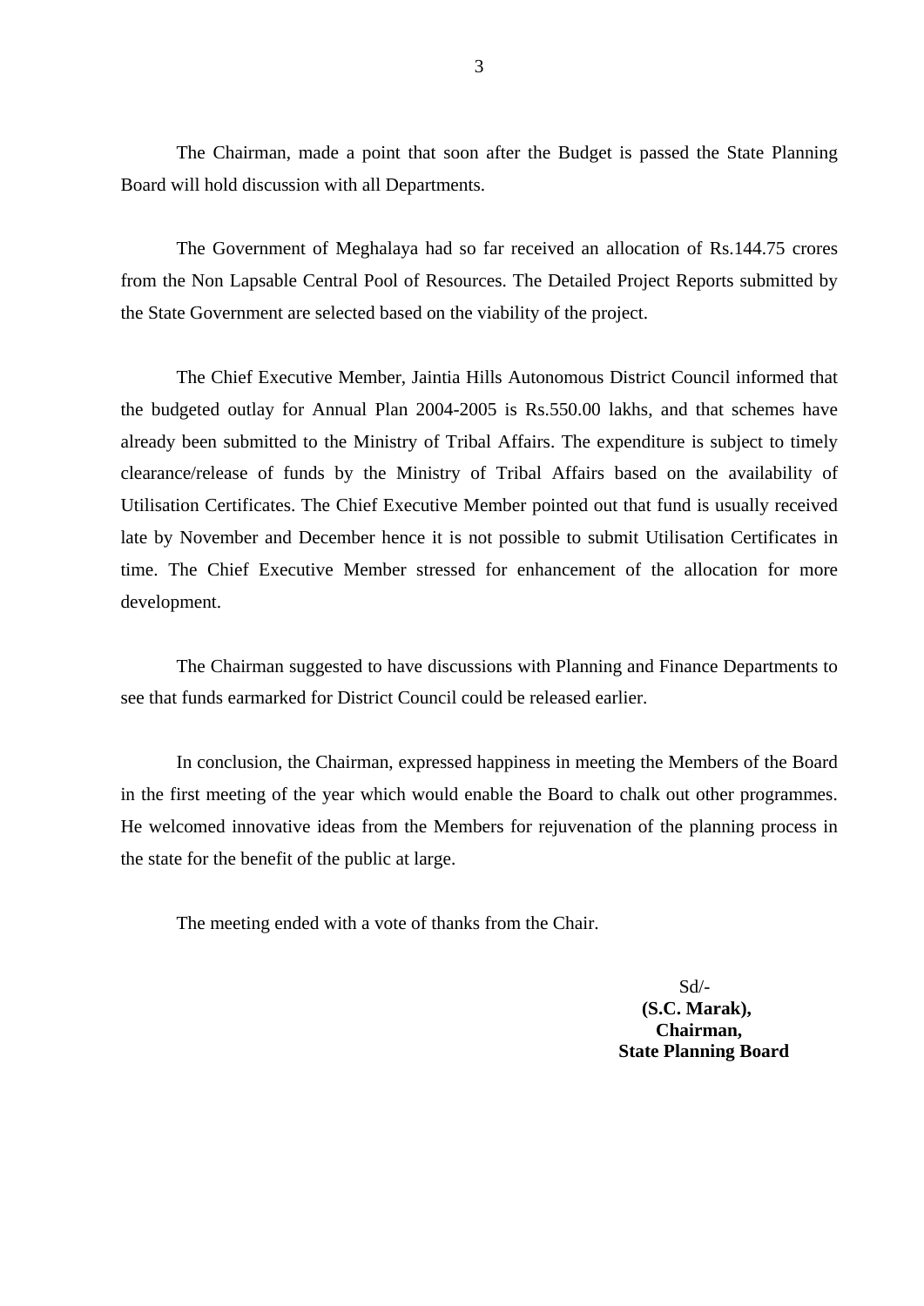The Chairman, made a point that soon after the Budget is passed the State Planning Board will hold discussion with all Departments.

The Government of Meghalaya had so far received an allocation of Rs.144.75 crores from the Non Lapsable Central Pool of Resources. The Detailed Project Reports submitted by the State Government are selected based on the viability of the project.

The Chief Executive Member, Jaintia Hills Autonomous District Council informed that the budgeted outlay for Annual Plan 2004-2005 is Rs.550.00 lakhs, and that schemes have already been submitted to the Ministry of Tribal Affairs. The expenditure is subject to timely clearance/release of funds by the Ministry of Tribal Affairs based on the availability of Utilisation Certificates. The Chief Executive Member pointed out that fund is usually received late by November and December hence it is not possible to submit Utilisation Certificates in time. The Chief Executive Member stressed for enhancement of the allocation for more development.

The Chairman suggested to have discussions with Planning and Finance Departments to see that funds earmarked for District Council could be released earlier.

In conclusion, the Chairman, expressed happiness in meeting the Members of the Board in the first meeting of the year which would enable the Board to chalk out other programmes. He welcomed innovative ideas from the Members for rejuvenation of the planning process in the state for the benefit of the public at large.

The meeting ended with a vote of thanks from the Chair.

Sd/-
**(S.C. Marak),**
**Chairman,**
**State Planning Board**